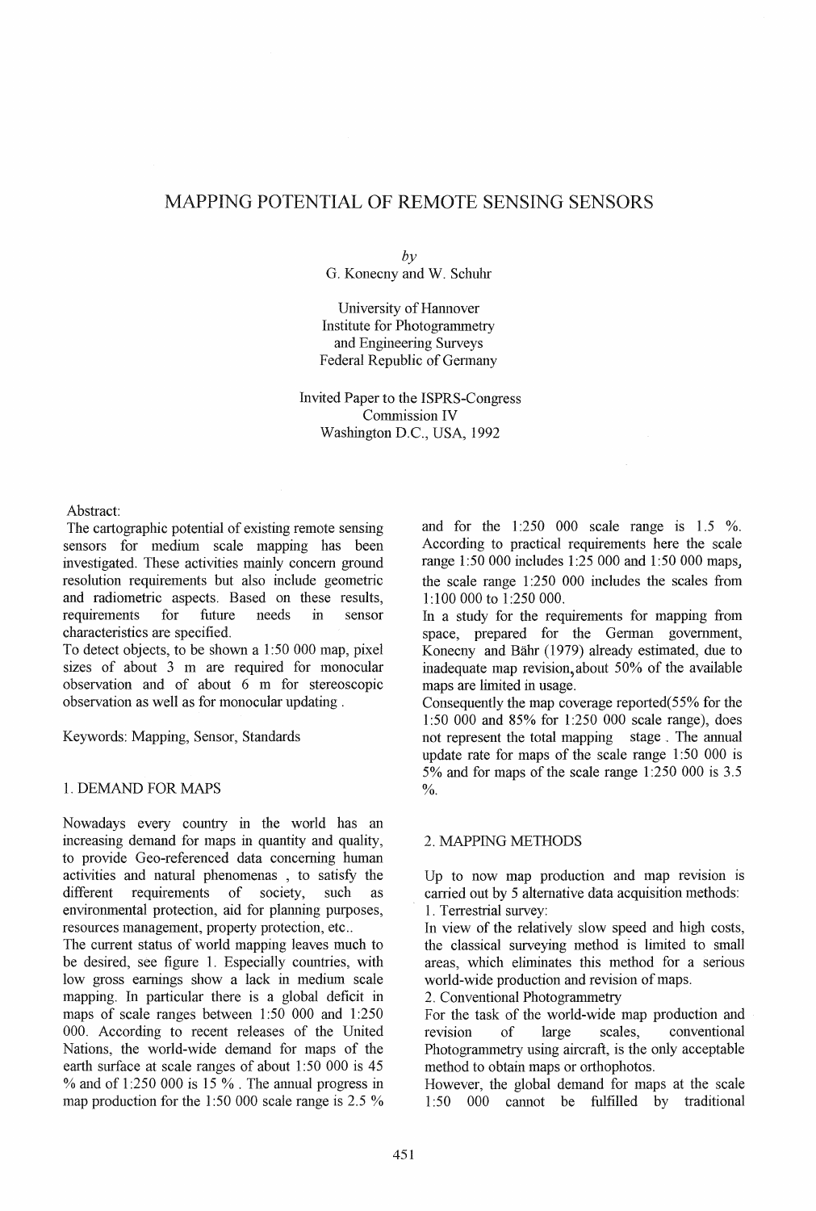# MAPPING POTENTIAL OF REMOTE SENSING SENSORS

*by*
G. Konecny and W. Schuhr

University of Hannover
Institute for Photogrammetry
and Engineering Surveys
Federal Republic of Germany

Invited Paper to the ISPRS-Congress
Commission IV
Washington D.C., USA, 1992

Abstract:

The cartographic potential of existing remote sensing sensors for medium scale mapping has been investigated. These activities mainly concern ground resolution requirements but also include geometric and radiometric aspects. Based on these results, requirements for future needs in sensor characteristics are specified.

To detect objects, to be shown a 1:50 000 map, pixel sizes of about 3 m are required for monocular observation and of about 6 m for stereoscopic observation as well as for monocular updating .

Keywords: Mapping, Sensor, Standards

## 1. DEMAND FOR MAPS

Nowadays every country in the world has an increasing demand for maps in quantity and quality, to provide Geo-referenced data concerning human activities and natural phenomenas , to satisfy the different requirements of society, such as environmental protection, aid for planning purposes, resources management, property protection, etc..

The current status of world mapping leaves much to be desired, see figure 1. Especially countries, with low gross earnings show a lack in medium scale mapping. In particular there is a global deficit in maps of scale ranges between 1:50 000 and 1:250 000. According to recent releases of the United Nations, the world-wide demand for maps of the earth surface at scale ranges of about 1:50 000 is 45 % and of 1:250 000 is 15 % . The annual progress in map production for the 1:50 000 scale range is 2.5 % and for the 1:250 000 scale range is 1.5 %. According to practical requirements here the scale range 1:50 000 includes 1:25 000 and 1:50 000 maps, the scale range 1:250 000 includes the scales from 1:100 000 to 1:250 000.

In a study for the requirements for mapping from space, prepared for the German government, Konecny and Bähr (1979) already estimated, due to inadequate map revision, about 50% of the available maps are limited in usage.

Consequently the map coverage reported(55% for the 1:50 000 and 85% for 1:250 000 scale range), does not represent the total mapping stage . The annual update rate for maps of the scale range 1:50 000 is 5% and for maps of the scale range 1:250 000 is 3.5 %.

## 2. MAPPING METHODS

Up to now map production and map revision is carried out by 5 alternative data acquisition methods:

1. Terrestrial survey:

In view of the relatively slow speed and high costs, the classical surveying method is limited to small areas, which eliminates this method for a serious world-wide production and revision of maps.

2. Conventional Photogrammetry

For the task of the world-wide map production and revision of large scales, conventional Photogrammetry using aircraft, is the only acceptable method to obtain maps or orthophotos.

However, the global demand for maps at the scale 1:50 000 cannot be fulfilled by traditional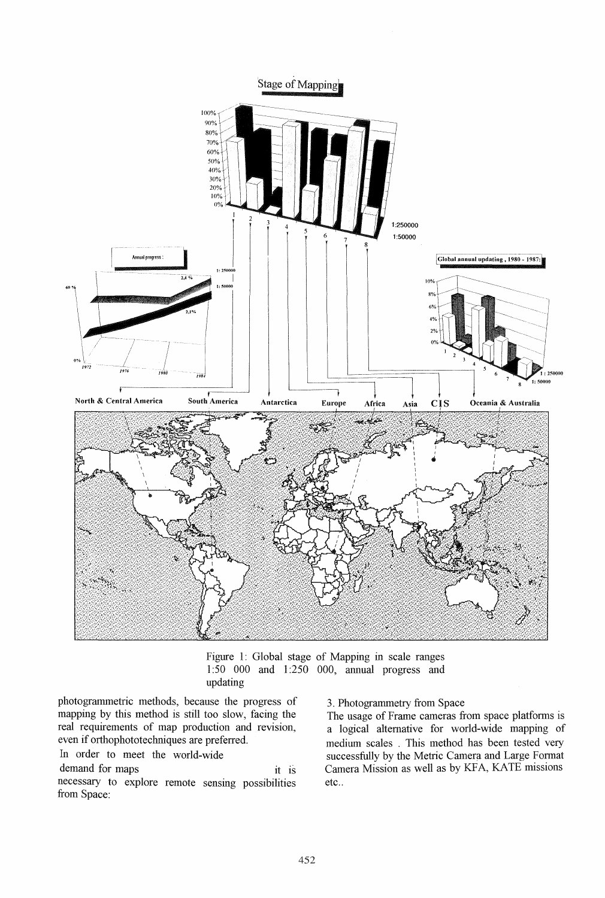Figure 1: Global stage of Mapping in scale ranges 1:50 000 and 1:250 000, annual progress and updating

photogrammetric methods, because the progress of mapping by this method is still too slow, facing the real requirements of map production and revision, even if orthophototechniques are preferred.

In order to meet the world-wide demand for maps it is necessary to explore remote sensing possibilities from Space:

3. Photogrammetry from Space

The usage of Frame cameras from space platforms is a logical alternative for world-wide mapping of medium scales . This method has been tested very successfully by the Metric Camera and Large Format Camera Mission as well as by KFA, KATE missions etc..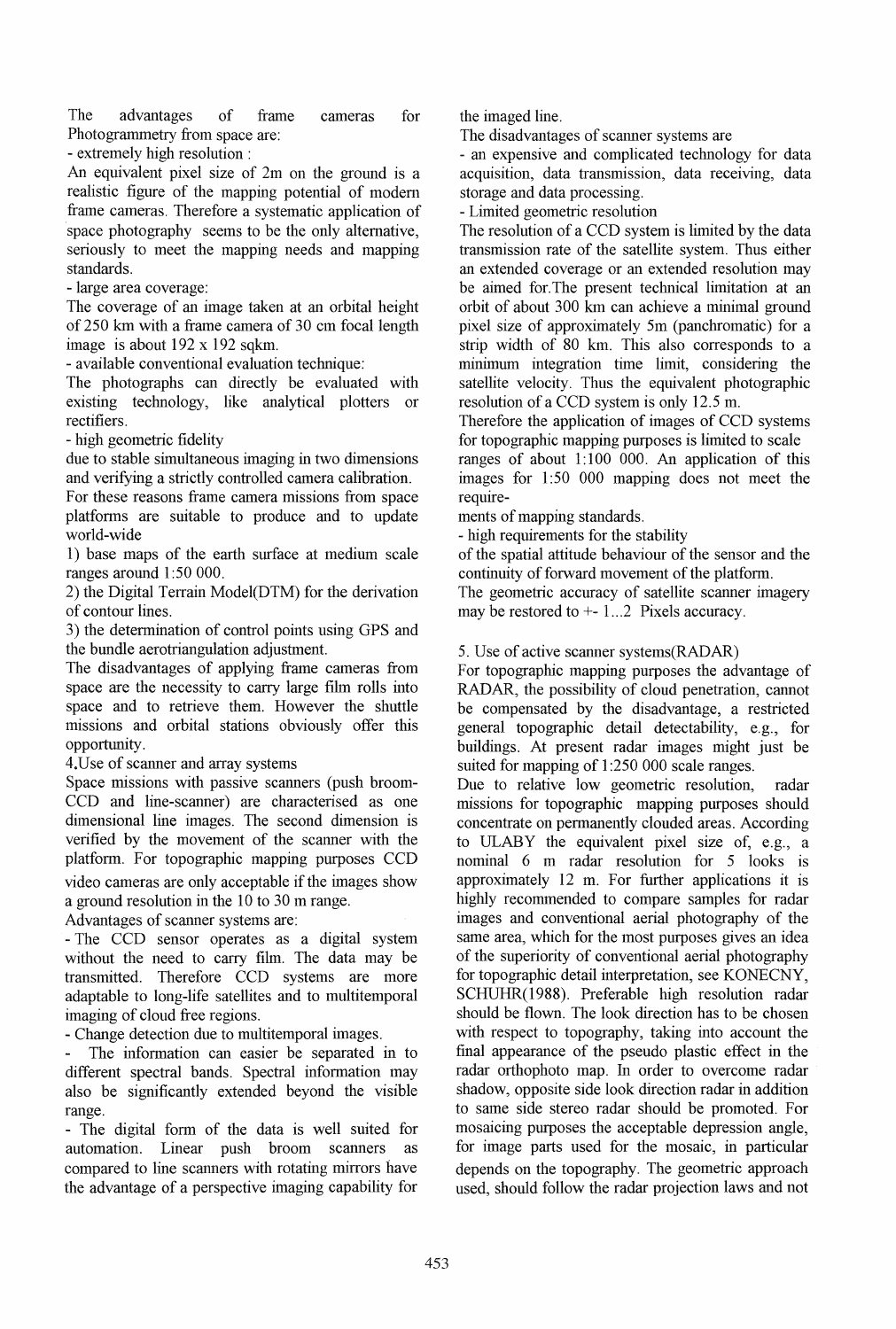The advantages of frame cameras for Photogrammetry from space are:

- extremely high resolution :

An equivalent pixel size of 2m on the ground is a realistic figure of the mapping potential of modern frame cameras. Therefore a systematic application of space photography seems to be the only alternative, seriously to meet the mapping needs and mapping standards.

- large area coverage:

The coverage of an image taken at an orbital height of 250 km with a frame camera of 30 cm focal length image is about 192 x 192 sqkm.

- available conventional evaluation technique:

The photographs can directly be evaluated with existing technology, like analytical plotters or rectifiers.

- high geometric fidelity

due to stable simultaneous imaging in two dimensions and verifying a strictly controlled camera calibration.

For these reasons frame camera missions from space platforms are suitable to produce and to update world-wide

1) base maps of the earth surface at medium scale ranges around 1:50 000.

2) the Digital Terrain Model(DTM) for the derivation of contour lines.

3) the determination of control points using GPS and the bundle aerotriangulation adjustment.

The disadvantages of applying frame cameras from space are the necessity to carry large film rolls into space and to retrieve them. However the shuttle missions and orbital stations obviously offer this opportunity.

## 4.Use of scanner and array systems

Space missions with passive scanners (push broom-CCD and line-scanner) are characterised as one dimensional line images. The second dimension is verified by the movement of the scanner with the platform. For topographic mapping purposes CCD video cameras are only acceptable if the images show a ground resolution in the 10 to 30 m range.

Advantages of scanner systems are:

- The CCD sensor operates as a digital system without the need to carry film. The data may be transmitted. Therefore CCD systems are more adaptable to long-life satellites and to multitemporal imaging of cloud free regions.
- Change detection due to multitemporal images.
- The information can easier be separated in to different spectral bands. Spectral information may also be significantly extended beyond the visible range.
- The digital form of the data is well suited for automation. Linear push broom scanners as compared to line scanners with rotating mirrors have the advantage of a perspective imaging capability for the imaged line.

The disadvantages of scanner systems are

- an expensive and complicated technology for data acquisition, data transmission, data receiving, data storage and data processing.
- Limited geometric resolution

The resolution of a CCD system is limited by the data transmission rate of the satellite system. Thus either an extended coverage or an extended resolution may be aimed for.The present technical limitation at an orbit of about 300 km can achieve a minimal ground pixel size of approximately 5m (panchromatic) for a strip width of 80 km. This also corresponds to a minimum integration time limit, considering the satellite velocity. Thus the equivalent photographic resolution of a CCD system is only 12.5 m.

Therefore the application of images of CCD systems for topographic mapping purposes is limited to scale ranges of about 1:100 000. An application of this images for 1:50 000 mapping does not meet the requirements of mapping standards.

- high requirements for the stability

of the spatial attitude behaviour of the sensor and the continuity of forward movement of the platform.

The geometric accuracy of satellite scanner imagery may be restored to +- 1...2 Pixels accuracy.

## 5. Use of active scanner systems(RADAR)

For topographic mapping purposes the advantage of RADAR, the possibility of cloud penetration, cannot be compensated by the disadvantage, a restricted general topographic detail detectability, e.g., for buildings. At present radar images might just be suited for mapping of 1:250 000 scale ranges.

Due to relative low geometric resolution, radar missions for topographic mapping purposes should concentrate on permanently clouded areas. According to ULABY the equivalent pixel size of, e.g., a nominal 6 m radar resolution for 5 looks is approximately 12 m. For further applications it is highly recommended to compare samples for radar images and conventional aerial photography of the same area, which for the most purposes gives an idea of the superiority of conventional aerial photography for topographic detail interpretation, see KONECNY, SCHUHR(1988). Preferable high resolution radar should be flown. The look direction has to be chosen with respect to topography, taking into account the final appearance of the pseudo plastic effect in the radar orthophoto map. In order to overcome radar shadow, opposite side look direction radar in addition to same side stereo radar should be promoted. For mosaicing purposes the acceptable depression angle, for image parts used for the mosaic, in particular depends on the topography. The geometric approach used, should follow the radar projection laws and not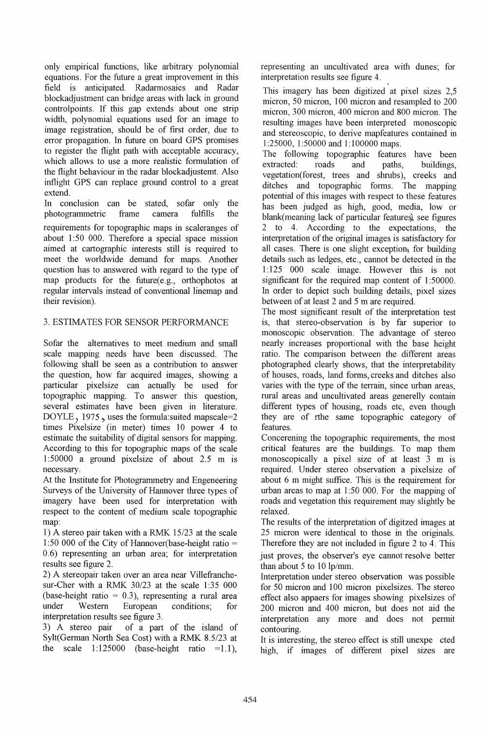only empirical functions, like arbitrary polynomial equations. For the future a great improvement in this field is anticipated. Radarmosaics and Radar blockadjustment can bridge areas with lack in ground controlpoints. If this gap extends about one strip width, polynomial equations used for an image to image registration, should be of first order, due to error propagation. In future on board GPS promises to register the flight path with acceptable accuracy, which allows to use a more realistic formulation of the flight behaviour in the radar blockadjustemt. Also inflight GPS can replace ground control to a great extend.

In conclusion can be stated, sofar only the photogrammetric frame camera fulfills the requirements for topographic maps in scaleranges of about 1:50 000. Therefore a special space mission aimed at cartographic interests still is required to meet the worldwide demand for maps. Another question has to answered with regard to the type of map products for the future(e.g., orthophotos at regular intervals instead of conventional linemap and their revision).

## 3. ESTIMATES FOR SENSOR PERFORMANCE

Sofar the alternatives to meet medium and small scale mapping needs have been discussed. The following shall be seen as a contribution to answer the question, how far acquired images, showing a particular pixelsize can actually be used for topographic mapping. To answer this question, several estimates have been given in literature. DOYLE, 1975, uses the formula:suited mapscale=2 times Pixelsize (in meter) times 10 power 4 to estimate the suitability of digital sensors for mapping. According to this for topographic maps of the scale 1:50000 a ground pixelsize of about 2.5 m is necessary.

At the Institute for Photogrammetry and Engeneering Surveys of the University of Hannover three types of imagery have been used for interpretation with respect to the content of medium scale topographic map:

1) A stereo pair taken with a RMK 15/23 at the scale 1:50 000 of the City of Hannover(base-height ratio = 0.6) representing an urban area; for interpretation results see figure 2.

2) A stereopair taken over an area near Villefranche-sur-Cher with a RMK 30/23 at the scale 1:35 000 (base-height ratio = 0.3), representing a rural area under Western European conditions; for interpretation results see figure 3.

3) A stereo pair of a part of the island of Sylt(German North Sea Cost) with a RMK 8.5/23 at the scale 1:125000 (base-height ratio =1.1), representing an uncultivated area with dunes; for interpretation results see figure 4.

This imagery has been digitized at pixel sizes 2,5 micron, 50 micron, 100 micron and resampled to 200 micron, 300 micron, 400 micron and 800 micron. The resulting images have been interpreted monoscopic and stereoscopic, to derive mapfeatures contained in 1:25000, 1:50000 and 1:100000 maps.

The following topographic features have been extracted: roads and paths, buildings, vegetation(forest, trees and shrubs), creeks and ditches and topographic forms. The mapping potential of this images with respect to these features has been judged as high, good, media, low or blank(meaning lack of particular features), see figures 2 to 4. According to the expectations, the interpretation of the original images is satisfactory for all cases. There is one slight exception, for building details such as ledges, etc., cannot be detected in the 1:125 000 scale image. However this is not significant for the required map content of 1:50000. In order to depict such building details, pixel sizes between of at least 2 and 5 m are required.

The most significant result of the interpretation test is, that stereo-observation is by far superior to monoscopic observation. The advantage of stereo nearly increases proportional with the base height ratio. The comparison between the different areas photographed clearly shows, that the interpretability of houses, roads, land forms, creeks and ditches also varies with the type of the terrain, since urban areas, rural areas and uncultivated areas generelly contain different types of housing, roads etc, even though they are of rthe same topographic category of features.

Concerening the topographic requirements, the most critical features are the buildings. To map them monoscopically a pixel size of at least 3 m is required. Under stereo observation a pixelsize of about 6 m might suffice. This is the requirement for urban areas to map at 1:50 000. For the mapping of roads and vegetation this requirement may slightly be relaxed.

The results of the interpretation of digitzed images at 25 micron were identical to those in the originals. Therefore they are not included in figure 2 to 4. This just proves, the observer's eye cannot resolve better than about 5 to 10 lp/mm.

Interpretation under stereo observation was possible for 50 micron and 100 micron pixelsizes. The stereo effect also appaers for images showing pixelsizes of 200 micron and 400 micron, but does not aid the interpretation any more and does not permit contouring.

It is interesting, the stereo effect is still unexpe cted high, if images of different pixel sizes are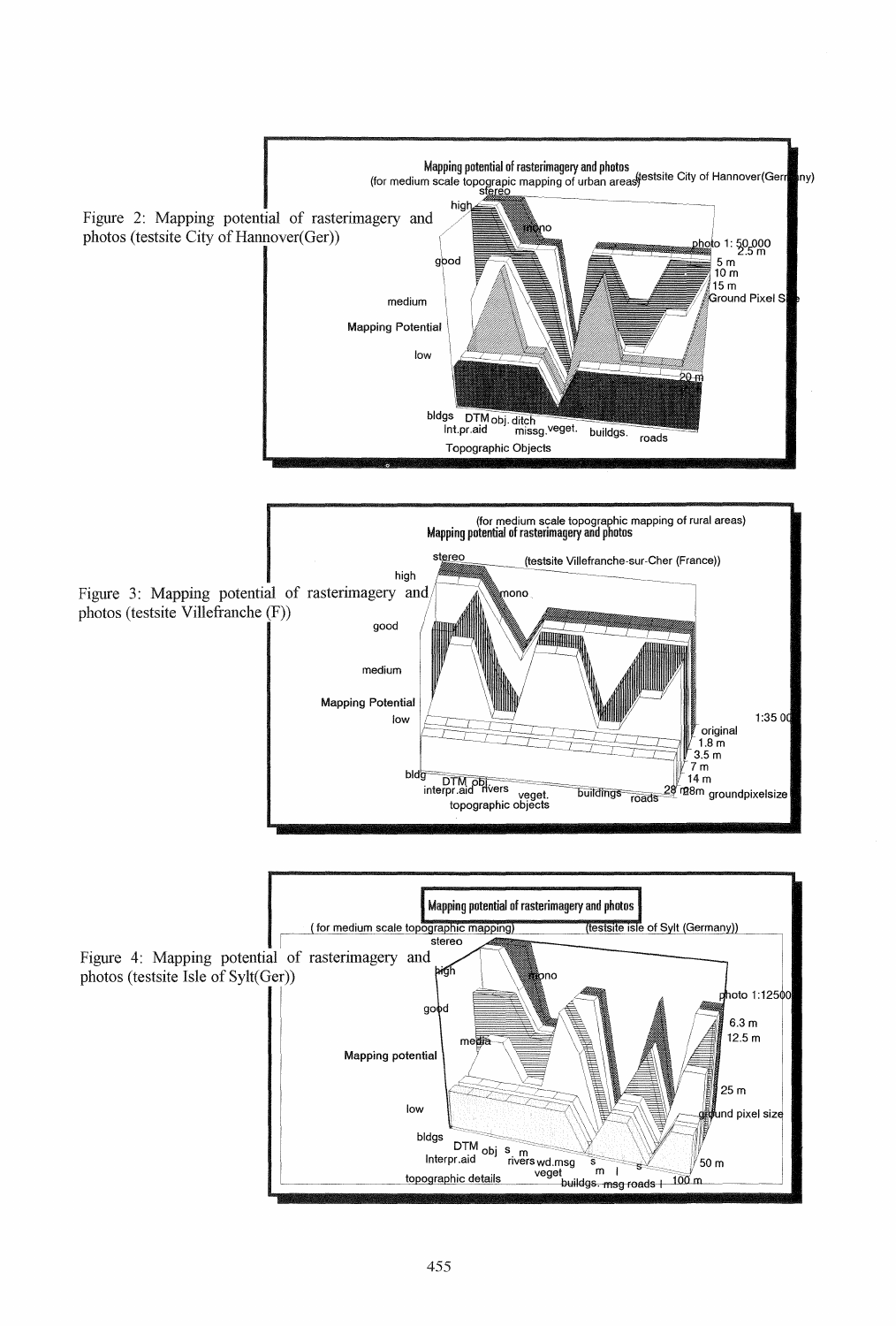Figure 2: Mapping potential of rasterimagery and photos (testsite City of Hannover(Ger))

Figure 3: Mapping potential of rasterimagery and photos (testsite Villefranche (F))

Figure 4: Mapping potential of rasterimagery and photos (testsite Isle of Sylt(Ger))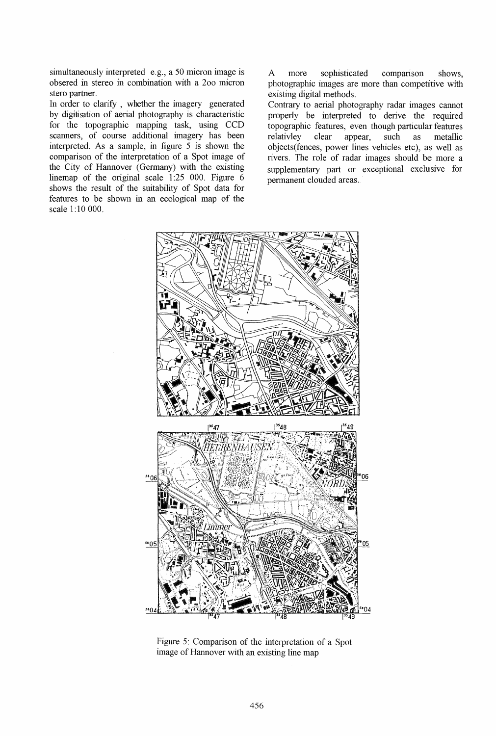simultaneously interpreted e.g., a 50 micron image is obsered in stereo in combination with a 2oo micron stero partner.

In order to clarify , whether the imagery generated by digitisation of aerial photography is characteristic for the topographic mapping task, using CCD scanners, of course additional imagery has been interpreted. As a sample, in figure 5 is shown the comparison of the interpretation of a Spot image of the City of Hannover (Germany) with the existing linemap of the original scale 1:25 000. Figure 6 shows the result of the suitability of Spot data for features to be shown in an ecological map of the scale 1:10 000.

A more sophisticated comparison shows, photographic images are more than competitive with existing digital methods.

Contrary to aerial photography radar images cannot properly be interpreted to derive the required topographic features, even though particular features relativley clear appear, such as metallic objects(fences, power lines vehicles etc), as well as rivers. The role of radar images should be more a supplementary part or exceptional exclusive for permanent clouded areas.

Figure 5: Comparison of the interpretation of a Spot image of Hannover with an existing line map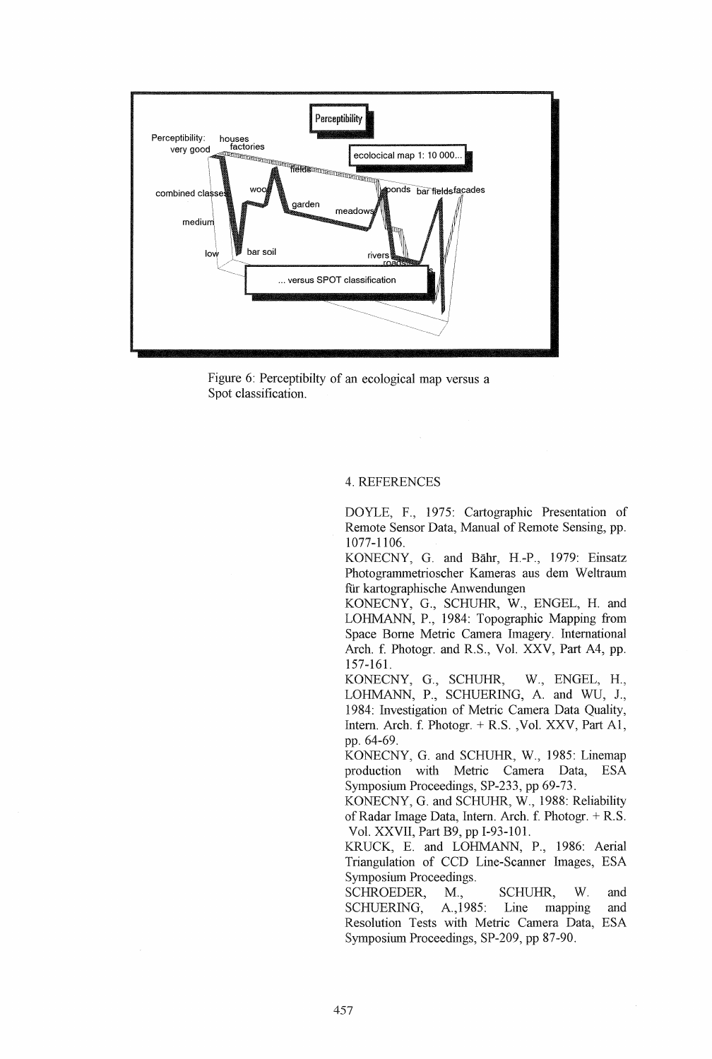Perceptibility

Perceptibility: very good

houses

factories

fields

ecolocical map 1: 10 000...

combined classes

woo

garden

meadows

ponds

bar fields

facades

medium

low

bar soil

rivers

roads

... versus SPOT classification

Figure 6: Perceptibilty of an ecological map versus a Spot classification.

## 4. REFERENCES

DOYLE, F., 1975: Cartographic Presentation of Remote Sensor Data, Manual of Remote Sensing, pp. 1077-1106.

KONECNY, G. and Bähr, H.-P., 1979: Einsatz Photogrammetrioscher Kameras aus dem Weltraum für kartographische Anwendungen

KONECNY, G., SCHUHR, W., ENGEL, H. and LOHMANN, P., 1984: Topographic Mapping from Space Borne Metric Camera Imagery. International Arch. f. Photogr. and R.S., Vol. XXV, Part A4, pp. 157-161.

KONECNY, G., SCHUHR, W., ENGEL, H., LOHMANN, P., SCHUERING, A. and WU, J., 1984: Investigation of Metric Camera Data Quality, Intern. Arch. f. Photogr. + R.S. ,Vol. XXV, Part A1, pp. 64-69.

KONECNY, G. and SCHUHR, W., 1985: Linemap production with Metric Camera Data, ESA Symposium Proceedings, SP-233, pp 69-73.

KONECNY, G. and SCHUHR, W., 1988: Reliability of Radar Image Data, Intern. Arch. f. Photogr. + R.S. Vol. XXVII, Part B9, pp I-93-101.

KRUCK, E. and LOHMANN, P., 1986: Aerial Triangulation of CCD Line-Scanner Images, ESA Symposium Proceedings.

SCHROEDER, M., SCHUHR, W. and SCHUERING, A.,1985: Line mapping and Resolution Tests with Metric Camera Data, ESA Symposium Proceedings, SP-209, pp 87-90.